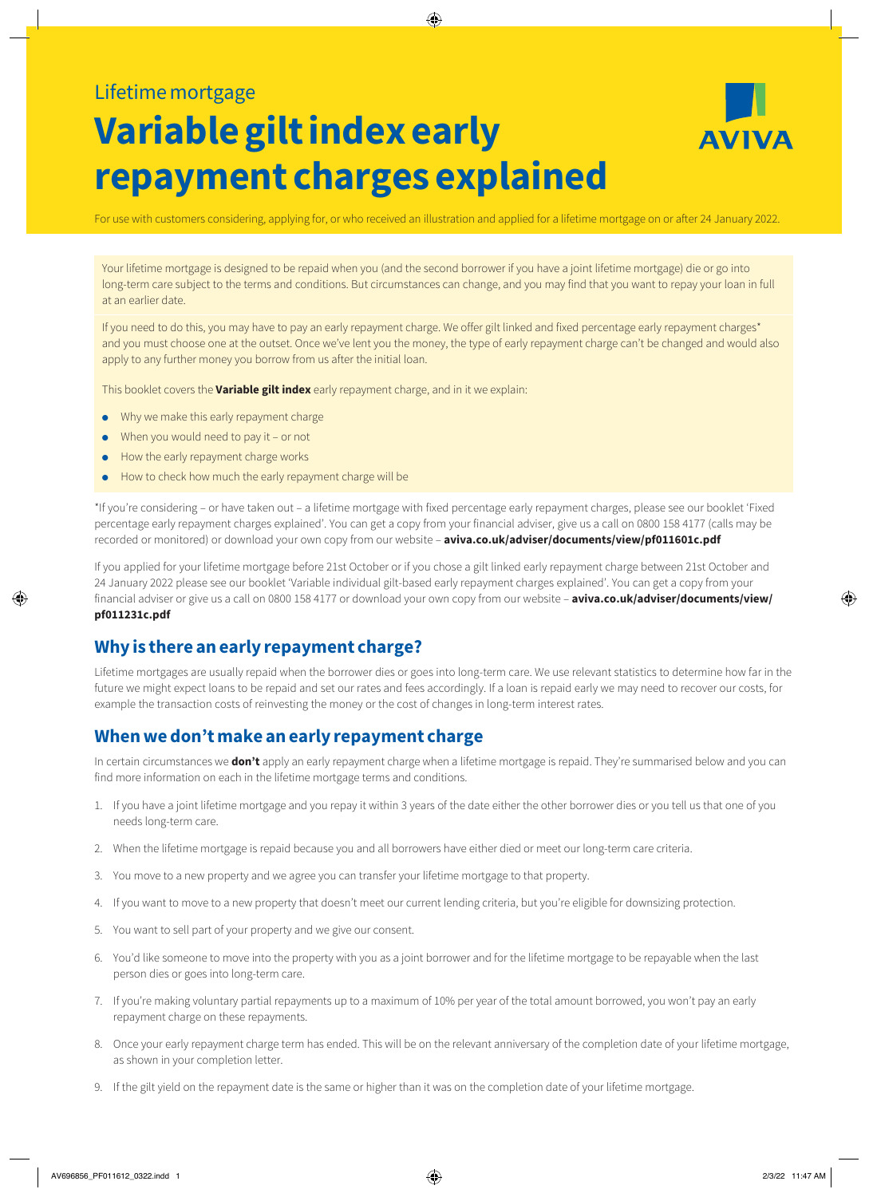Lifetime mortgage

# Variable gilt index early repayment charges explained

AVIVA

For use with customers considering, applying for, or who received an illustration and applied for a lifetime mortgage on or after 24 January 2022.

Your lifetime mortgage is designed to be repaid when you (and the second borrower if you have a joint lifetime mortgage) die or go into long-term care subject to the terms and conditions. But circumstances can change, and you may find that you want to repay your loan in full at an earlier date.

If you need to do this, you may have to pay an early repayment charge. We offer gilt linked and fixed percentage early repayment charges* and you must choose one at the outset. Once we've lent you the money, the type of early repayment charge can't be changed and would also apply to any further money you borrow from us after the initial loan.

This booklet covers the **Variable gilt index** early repayment charge, and in it we explain:

- Why we make this early repayment charge
- When you would need to pay it – or not
- How the early repayment charge works
- How to check how much the early repayment charge will be

*If you're considering – or have taken out – a lifetime mortgage with fixed percentage early repayment charges, please see our booklet 'Fixed percentage early repayment charges explained'. You can get a copy from your financial adviser, give us a call on 0800 158 4177 (calls may be recorded or monitored) or download your own copy from our website – **aviva.co.uk/adviser/documents/view/pf011601c.pdf**

If you applied for your lifetime mortgage before 21st October or if you chose a gilt linked early repayment charge between 21st October and 24 January 2022 please see our booklet 'Variable individual gilt-based early repayment charges explained'. You can get a copy from your financial adviser or give us a call on 0800 158 4177 or download your own copy from our website – **aviva.co.uk/adviser/documents/view/pf011231c.pdf**

## Why is there an early repayment charge?

Lifetime mortgages are usually repaid when the borrower dies or goes into long-term care. We use relevant statistics to determine how far in the future we might expect loans to be repaid and set our rates and fees accordingly. If a loan is repaid early we may need to recover our costs, for example the transaction costs of reinvesting the money or the cost of changes in long-term interest rates.

## When we don't make an early repayment charge

In certain circumstances we **don't** apply an early repayment charge when a lifetime mortgage is repaid. They're summarised below and you can find more information on each in the lifetime mortgage terms and conditions.

1. If you have a joint lifetime mortgage and you repay it within 3 years of the date either the other borrower dies or you tell us that one of you needs long-term care.
2. When the lifetime mortgage is repaid because you and all borrowers have either died or meet our long-term care criteria.
3. You move to a new property and we agree you can transfer your lifetime mortgage to that property.
4. If you want to move to a new property that doesn't meet our current lending criteria, but you're eligible for downsizing protection.
5. You want to sell part of your property and we give our consent.
6. You'd like someone to move into the property with you as a joint borrower and for the lifetime mortgage to be repayable when the last person dies or goes into long-term care.
7. If you're making voluntary partial repayments up to a maximum of 10% per year of the total amount borrowed, you won't pay an early repayment charge on these repayments.
8. Once your early repayment charge term has ended. This will be on the relevant anniversary of the completion date of your lifetime mortgage, as shown in your completion letter.
9. If the gilt yield on the repayment date is the same or higher than it was on the completion date of your lifetime mortgage.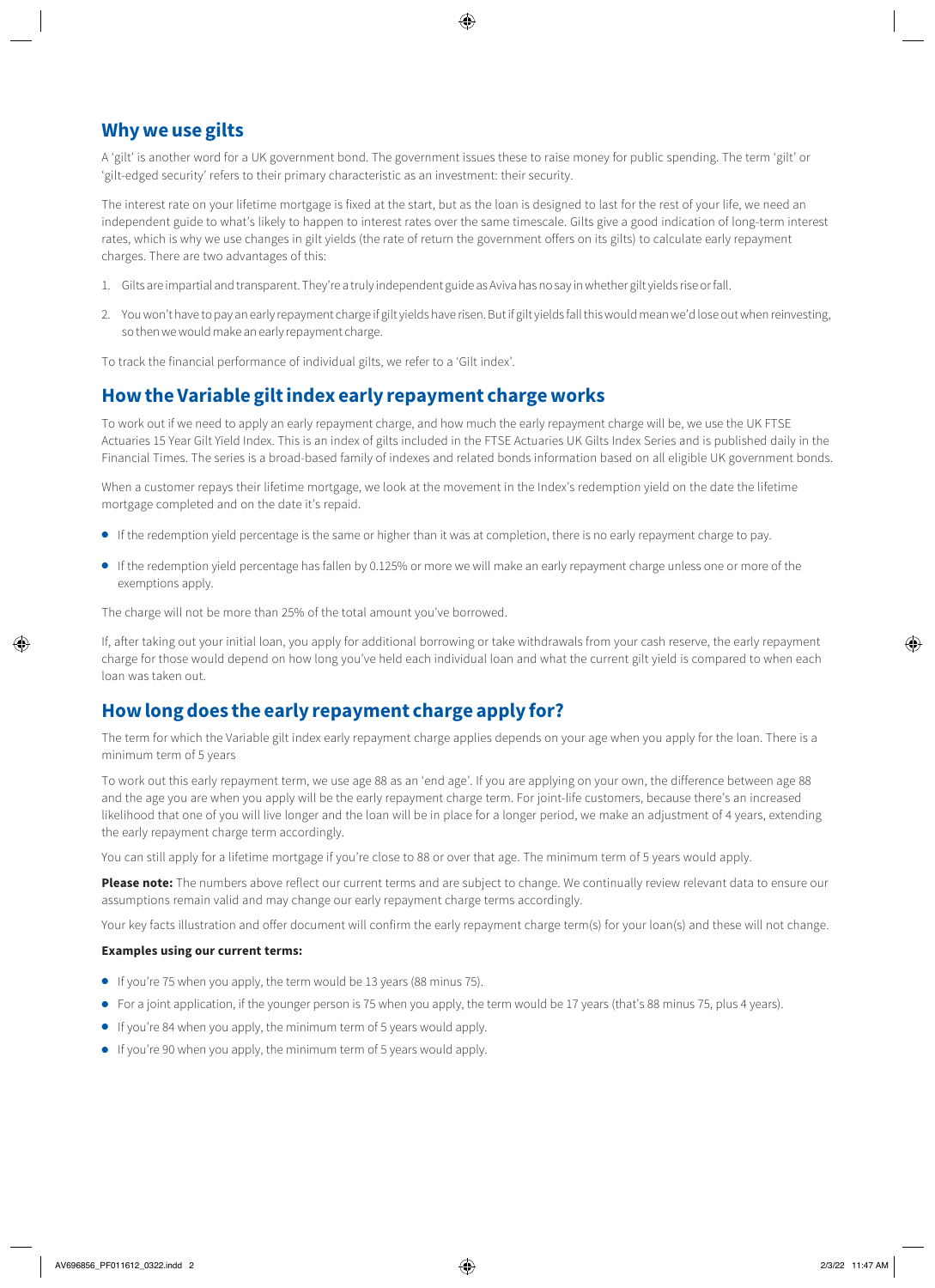## Why we use gilts

A 'gilt' is another word for a UK government bond. The government issues these to raise money for public spending. The term 'gilt' or 'gilt-edged security' refers to their primary characteristic as an investment: their security.

The interest rate on your lifetime mortgage is fixed at the start, but as the loan is designed to last for the rest of your life, we need an independent guide to what's likely to happen to interest rates over the same timescale. Gilts give a good indication of long-term interest rates, which is why we use changes in gilt yields (the rate of return the government offers on its gilts) to calculate early repayment charges. There are two advantages of this:

1. Gilts are impartial and transparent. They're a truly independent guide as Aviva has no say in whether gilt yields rise or fall.
2. You won't have to pay an early repayment charge if gilt yields have risen. But if gilt yields fall this would mean we'd lose out when reinvesting, so then we would make an early repayment charge.

To track the financial performance of individual gilts, we refer to a 'Gilt index'.

## How the Variable gilt index early repayment charge works

To work out if we need to apply an early repayment charge, and how much the early repayment charge will be, we use the UK FTSE Actuaries 15 Year Gilt Yield Index. This is an index of gilts included in the FTSE Actuaries UK Gilts Index Series and is published daily in the Financial Times. The series is a broad-based family of indexes and related bonds information based on all eligible UK government bonds.

When a customer repays their lifetime mortgage, we look at the movement in the Index's redemption yield on the date the lifetime mortgage completed and on the date it's repaid.

- If the redemption yield percentage is the same or higher than it was at completion, there is no early repayment charge to pay.
- If the redemption yield percentage has fallen by 0.125% or more we will make an early repayment charge unless one or more of the exemptions apply.

The charge will not be more than 25% of the total amount you've borrowed.

If, after taking out your initial loan, you apply for additional borrowing or take withdrawals from your cash reserve, the early repayment charge for those would depend on how long you've held each individual loan and what the current gilt yield is compared to when each loan was taken out.

## How long does the early repayment charge apply for?

The term for which the Variable gilt index early repayment charge applies depends on your age when you apply for the loan. There is a minimum term of 5 years

To work out this early repayment term, we use age 88 as an 'end age'. If you are applying on your own, the difference between age 88 and the age you are when you apply will be the early repayment charge term. For joint-life customers, because there's an increased likelihood that one of you will live longer and the loan will be in place for a longer period, we make an adjustment of 4 years, extending the early repayment charge term accordingly.

You can still apply for a lifetime mortgage if you're close to 88 or over that age. The minimum term of 5 years would apply.

**Please note:** The numbers above reflect our current terms and are subject to change. We continually review relevant data to ensure our assumptions remain valid and may change our early repayment charge terms accordingly.

Your key facts illustration and offer document will confirm the early repayment charge term(s) for your loan(s) and these will not change.

**Examples using our current terms:**

- If you're 75 when you apply, the term would be 13 years (88 minus 75).
- For a joint application, if the younger person is 75 when you apply, the term would be 17 years (that's 88 minus 75, plus 4 years).
- If you're 84 when you apply, the minimum term of 5 years would apply.
- If you're 90 when you apply, the minimum term of 5 years would apply.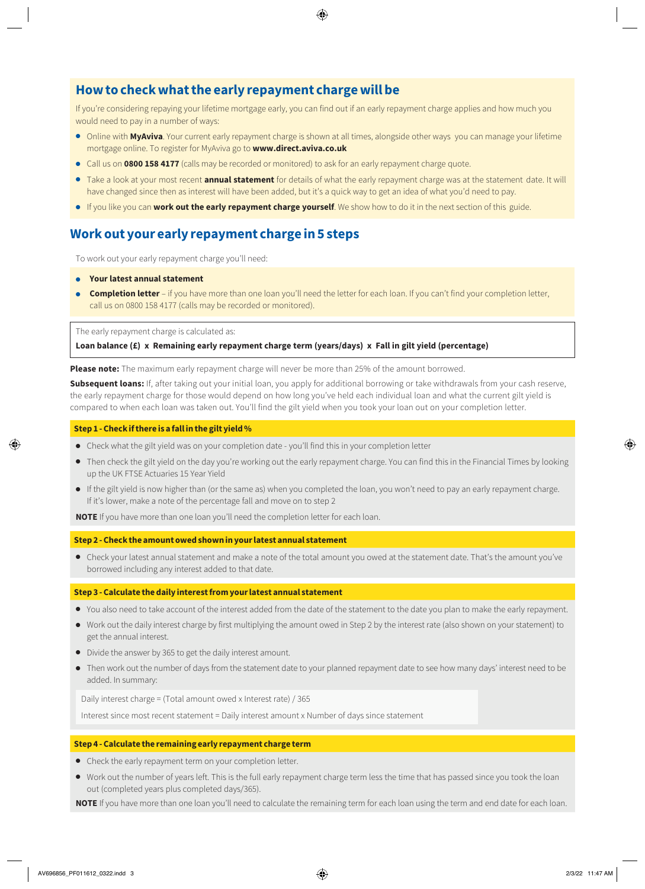## How to check what the early repayment charge will be

If you're considering repaying your lifetime mortgage early, you can find out if an early repayment charge applies and how much you would need to pay in a number of ways:

- Online with **MyAviva**. Your current early repayment charge is shown at all times, alongside other ways you can manage your lifetime mortgage online. To register for MyAviva go to **www.direct.aviva.co.uk**
- Call us on **0800 158 4177** (calls may be recorded or monitored) to ask for an early repayment charge quote.
- Take a look at your most recent **annual statement** for details of what the early repayment charge was at the statement date. It will have changed since then as interest will have been added, but it's a quick way to get an idea of what you'd need to pay.
- If you like you can **work out the early repayment charge yourself**. We show how to do it in the next section of this guide.

## Work out your early repayment charge in 5 steps

To work out your early repayment charge you'll need:

- **Your latest annual statement**
- **Completion letter** – if you have more than one loan you'll need the letter for each loan. If you can't find your completion letter, call us on 0800 158 4177 (calls may be recorded or monitored).

The early repayment charge is calculated as:

**Loan balance (£) x Remaining early repayment charge term (years/days) x Fall in gilt yield (percentage)**

**Please note:** The maximum early repayment charge will never be more than 25% of the amount borrowed.

**Subsequent loans:** If, after taking out your initial loan, you apply for additional borrowing or take withdrawals from your cash reserve, the early repayment charge for those would depend on how long you've held each individual loan and what the current gilt yield is compared to when each loan was taken out. You'll find the gilt yield when you took your loan out on your completion letter.

### Step 1 - Check if there is a fall in the gilt yield %

- Check what the gilt yield was on your completion date - you'll find this in your completion letter
- Then check the gilt yield on the day you're working out the early repayment charge. You can find this in the Financial Times by looking up the UK FTSE Actuaries 15 Year Yield
- If the gilt yield is now higher than (or the same as) when you completed the loan, you won't need to pay an early repayment charge. If it's lower, make a note of the percentage fall and move on to step 2

**NOTE** If you have more than one loan you'll need the completion letter for each loan.

### Step 2 - Check the amount owed shown in your latest annual statement

- Check your latest annual statement and make a note of the total amount you owed at the statement date. That's the amount you've borrowed including any interest added to that date.

### Step 3 - Calculate the daily interest from your latest annual statement

- You also need to take account of the interest added from the date of the statement to the date you plan to make the early repayment.
- Work out the daily interest charge by first multiplying the amount owed in Step 2 by the interest rate (also shown on your statement) to get the annual interest.
- Divide the answer by 365 to get the daily interest amount.
- Then work out the number of days from the statement date to your planned repayment date to see how many days' interest need to be added. In summary:

Daily interest charge = (Total amount owed x Interest rate) / 365

Interest since most recent statement = Daily interest amount x Number of days since statement

### Step 4 - Calculate the remaining early repayment charge term

- Check the early repayment term on your completion letter.
- Work out the number of years left. This is the full early repayment charge term less the time that has passed since you took the loan out (completed years plus completed days/365).

**NOTE** If you have more than one loan you'll need to calculate the remaining term for each loan using the term and end date for each loan.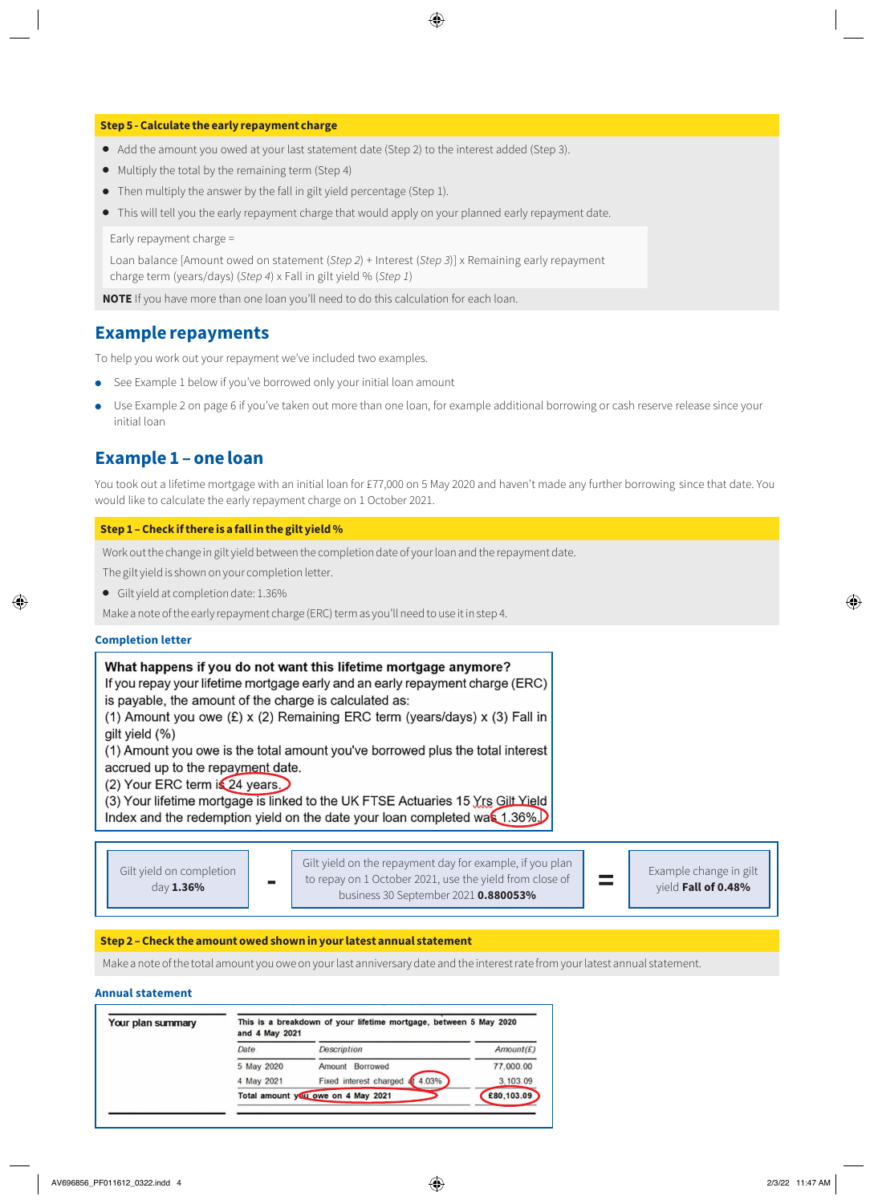**Step 5 - Calculate the early repayment charge**

- Add the amount you owed at your last statement date (Step 2) to the interest added (Step 3).
- Multiply the total by the remaining term (Step 4)
- Then multiply the answer by the fall in gilt yield percentage (Step 1).
- This will tell you the early repayment charge that would apply on your planned early repayment date.

Early repayment charge =

Loan balance [Amount owed on statement (*Step 2*) + Interest (*Step 3*)] x Remaining early repayment charge term (years/days) (*Step 4*) x Fall in gilt yield % (*Step 1*)

**NOTE** If you have more than one loan you'll need to do this calculation for each loan.

## Example repayments

To help you work out your repayment we've included two examples.

- See Example 1 below if you've borrowed only your initial loan amount
- Use Example 2 on page 6 if you've taken out more than one loan, for example additional borrowing or cash reserve release since your initial loan

## Example 1 – one loan

You took out a lifetime mortgage with an initial loan for £77,000 on 5 May 2020 and haven't made any further borrowing since that date. You would like to calculate the early repayment charge on 1 October 2021.

**Step 1 – Check if there is a fall in the gilt yield %**

Work out the change in gilt yield between the completion date of your loan and the repayment date.

The gilt yield is shown on your completion letter.

- Gilt yield at completion date: 1.36%

Make a note of the early repayment charge (ERC) term as you'll need to use it in step 4.

**Completion letter**

**What happens if you do not want this lifetime mortgage anymore?**
If you repay your lifetime mortgage early and an early repayment charge (ERC) is payable, the amount of the charge is calculated as:
(1) Amount you owe (£) x (2) Remaining ERC term (years/days) x (3) Fall in gilt yield (%)
(1) Amount you owe is the total amount you've borrowed plus the total interest accrued up to the repayment date.
(2) Your ERC term is 24 years.
(3) Your lifetime mortgage is linked to the UK FTSE Actuaries 15 Yrs Gilt Yield Index and the redemption yield on the date your loan completed was 1.36%.

| Gilt yield on completion day **1.36%** | - | Gilt yield on the repayment day for example, if you plan to repay on 1 October 2021, use the yield from close of business 30 September 2021 **0.880053%** | = | Example change in gilt yield **Fall of 0.48%** |
|---|---|---|---|---|

**Step 2 – Check the amount owed shown in your latest annual statement**

Make a note of the total amount you owe on your last anniversary date and the interest rate from your latest annual statement.

**Annual statement**

**Your plan summary**

This is a breakdown of your lifetime mortgage, between 5 May 2020 and 4 May 2021

| Date | Description | Amount(£) |
|---|---|---|
| 5 May 2020 | Amount Borrowed | 77,000.00 |
| 4 May 2021 | Fixed interest charged at 4.03% | 3,103.09 |
| **Total amount you owe on 4 May 2021** | | **£80,103.09** |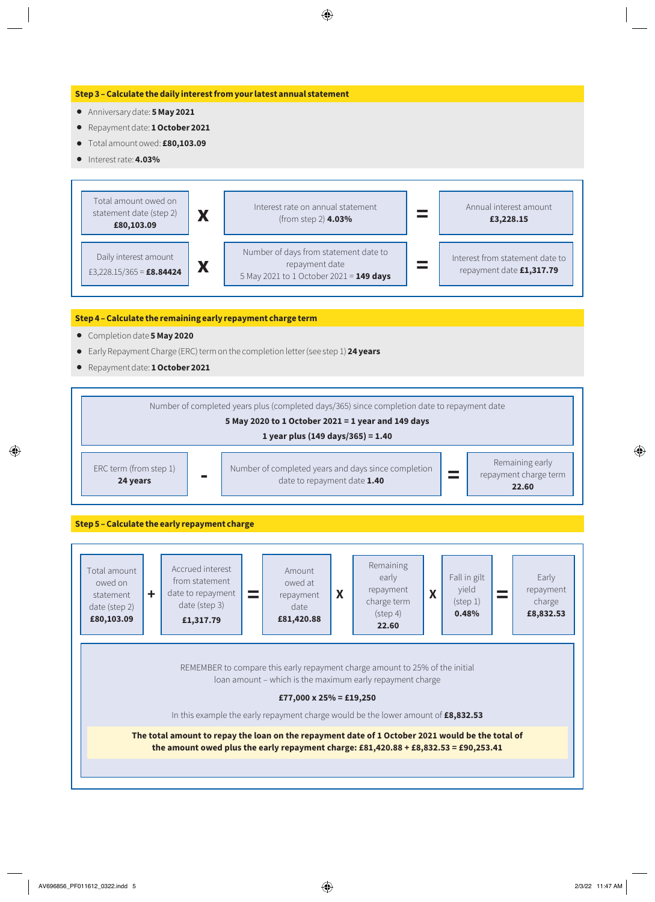## Step 3 – Calculate the daily interest from your latest annual statement

- Anniversary date: **5 May 2021**
- Repayment date: **1 October 2021**
- Total amount owed: **£80,103.09**
- Interest rate: **4.03%**

| | | | | |
|---|---|---|---|---|
| Total amount owed on statement date (step 2) **£80,103.09** | x | Interest rate on annual statement (from step 2) **4.03%** | = | Annual interest amount **£3,228.15** |
| Daily interest amount £3,228.15/365 = **£8.84424** | x | Number of days from statement date to repayment date 5 May 2021 to 1 October 2021 = **149 days** | = | Interest from statement date to repayment date **£1,317.79** |

## Step 4 – Calculate the remaining early repayment charge term

- Completion date **5 May 2020**
- Early Repayment Charge (ERC) term on the completion letter (see step 1) **24 years**
- Repayment date: **1 October 2021**

Number of completed years plus (completed days/365) since completion date to repayment date

**5 May 2020 to 1 October 2021 = 1 year and 149 days**

**1 year plus (149 days/365) = 1.40**

| | | | | |
|---|---|---|---|---|
| ERC term (from step 1) **24 years** | - | Number of completed years and days since completion date to repayment date **1.40** | = | Remaining early repayment charge term **22.60** |

## Step 5 – Calculate the early repayment charge

| | | | | | | | | | | |
|---|---|---|---|---|---|---|---|---|---|---|
| Total amount owed on statement date (step 2) **£80,103.09** | + | Accrued interest from statement date to repayment date (step 3) **£1,317.79** | = | Amount owed at repayment date **£81,420.88** | X | Remaining early repayment charge term (step 4) **22.60** | X | Fall in gilt yield (step 1) **0.48%** | = | Early repayment charge **£8,832.53** |

REMEMBER to compare this early repayment charge amount to 25% of the initial loan amount – which is the maximum early repayment charge

**£77,000 x 25% = £19,250**

In this example the early repayment charge would be the lower amount of **£8,832.53**

**The total amount to repay the loan on the repayment date of 1 October 2021 would be the total of the amount owed plus the early repayment charge: £81,420.88 + £8,832.53 = £90,253.41**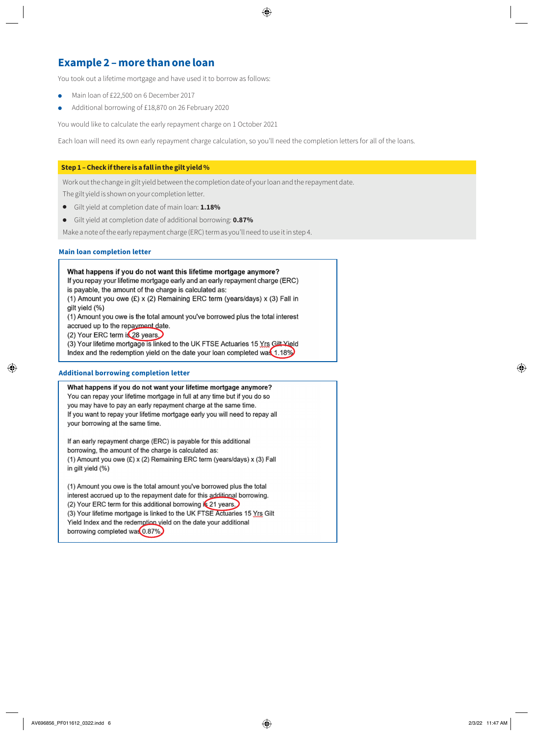## Example 2 – more than one loan

You took out a lifetime mortgage and have used it to borrow as follows:

- Main loan of £22,500 on 6 December 2017
- Additional borrowing of £18,870 on 26 February 2020

You would like to calculate the early repayment charge on 1 October 2021

Each loan will need its own early repayment charge calculation, so you'll need the completion letters for all of the loans.

**Step 1 – Check if there is a fall in the gilt yield %**

Work out the change in gilt yield between the completion date of your loan and the repayment date.

The gilt yield is shown on your completion letter.

- Gilt yield at completion date of main loan: **1.18%**
- Gilt yield at completion date of additional borrowing: **0.87%**

Make a note of the early repayment charge (ERC) term as you'll need to use it in step 4.

### Main loan completion letter

> **What happens if you do not want this lifetime mortgage anymore?**
> If you repay your lifetime mortgage early and an early repayment charge (ERC) is payable, the amount of the charge is calculated as:
> (1) Amount you owe (£) x (2) Remaining ERC term (years/days) x (3) Fall in gilt yield (%)
> (1) Amount you owe is the total amount you've borrowed plus the total interest accrued up to the repayment date.
> (2) Your ERC term is 28 years.
> (3) Your lifetime mortgage is linked to the UK FTSE Actuaries 15 Yrs Gilt Yield Index and the redemption yield on the date your loan completed was 1.18%

### Additional borrowing completion letter

> **What happens if you do not want your lifetime mortgage anymore?**
> You can repay your lifetime mortgage in full at any time but if you do so you may have to pay an early repayment charge at the same time.
> If you want to repay your lifetime mortgage early you will need to repay all your borrowing at the same time.
>
> If an early repayment charge (ERC) is payable for this additional borrowing, the amount of the charge is calculated as:
> (1) Amount you owe (£) x (2) Remaining ERC term (years/days) x (3) Fall in gilt yield (%)
>
> (1) Amount you owe is the total amount you've borrowed plus the total interest accrued up to the repayment date for this additional borrowing.
> (2) Your ERC term for this additional borrowing is 21 years.
> (3) Your lifetime mortgage is linked to the UK FTSE Actuaries 15 Yrs Gilt Yield Index and the redemption yield on the date your additional borrowing completed was 0.87%.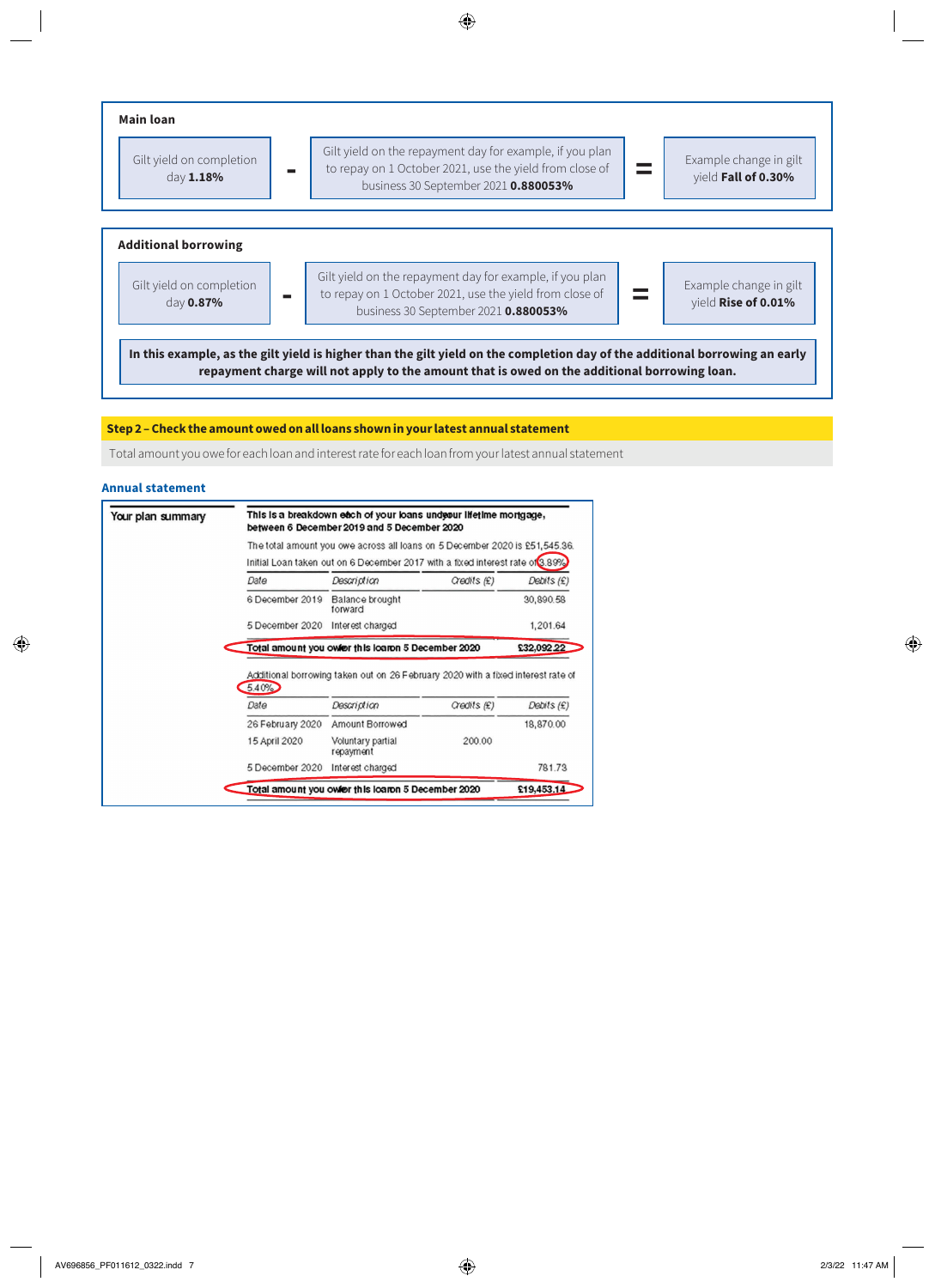**Main loan**

Gilt yield on completion day **1.18%** - Gilt yield on the repayment day for example, if you plan to repay on 1 October 2021, use the yield from close of business 30 September 2021 **0.880053%** = Example change in gilt yield **Fall of 0.30%**

**Additional borrowing**

Gilt yield on completion day **0.87%** - Gilt yield on the repayment day for example, if you plan to repay on 1 October 2021, use the yield from close of business 30 September 2021 **0.880053%** = Example change in gilt yield **Rise of 0.01%**

**In this example, as the gilt yield is higher than the gilt yield on the completion day of the additional borrowing an early repayment charge will not apply to the amount that is owed on the additional borrowing loan.**

**Step 2 – Check the amount owed on all loans shown in your latest annual statement**

Total amount you owe for each loan and interest rate for each loan from your latest annual statement

**Annual statement**

**Your plan summary**

**This is a breakdown of each of your loans under your lifetime mortgage, between 6 December 2019 and 5 December 2020**

The total amount you owe across all loans on 5 December 2020 is £51,545.36.

Initial Loan taken out on 6 December 2017 with a fixed interest rate of 3.89%

| Date | Description | Credits (£) | Debits (£) |
|---|---|---|---|
| 6 December 2019 | Balance brought forward | | 30,890.58 |
| 5 December 2020 | Interest charged | | 1,201.64 |
| **Total amount you owe for this loan on 5 December 2020** | | | **£32,092.22** |

Additional borrowing taken out on 26 February 2020 with a fixed interest rate of 5.40%

| Date | Description | Credits (£) | Debits (£) |
|---|---|---|---|
| 26 February 2020 | Amount Borrowed | | 18,870.00 |
| 15 April 2020 | Voluntary partial repayment | 200.00 | |
| 5 December 2020 | Interest charged | | 781.73 |
| **Total amount you owe for this loan on 5 December 2020** | | | **£19,453.14** |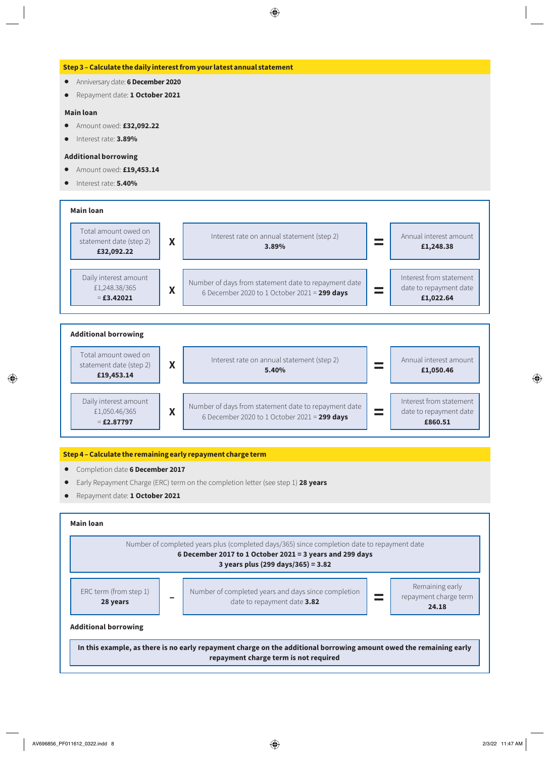## Step 3 – Calculate the daily interest from your latest annual statement

- Anniversary date: **6 December 2020**
- Repayment date: **1 October 2021**

**Main loan**

- Amount owed: **£32,092.22**
- Interest rate: **3.89%**

**Additional borrowing**

- Amount owed: **£19,453.14**
- Interest rate: **5.40%**

### Main loan

| | | | | |
|---|---|---|---|---|
| Total amount owed on statement date (step 2) **£32,092.22** | X | Interest rate on annual statement (step 2) **3.89%** | = | Annual interest amount **£1,248.38** |
| Daily interest amount £1,248.38/365 = **£3.42021** | X | Number of days from statement date to repayment date 6 December 2020 to 1 October 2021 = **299 days** | = | Interest from statement date to repayment date **£1,022.64** |

### Additional borrowing

| | | | | |
|---|---|---|---|---|
| Total amount owed on statement date (step 2) **£19,453.14** | X | Interest rate on annual statement (step 2) **5.40%** | = | Annual interest amount **£1,050.46** |
| Daily interest amount £1,050.46/365 = **£2.87797** | X | Number of days from statement date to repayment date 6 December 2020 to 1 October 2021 = **299 days** | = | Interest from statement date to repayment date **£860.51** |

## Step 4 – Calculate the remaining early repayment charge term

- Completion date **6 December 2017**
- Early Repayment Charge (ERC) term on the completion letter (see step 1) **28 years**
- Repayment date: **1 October 2021**

### Main loan

Number of completed years plus (completed days/365) since completion date to repayment date
**6 December 2017 to 1 October 2021 = 3 years and 299 days**
**3 years plus (299 days/365) = 3.82**

| | | | | |
|---|---|---|---|---|
| ERC term (from step 1) **28 years** | – | Number of completed years and days since completion date to repayment date **3.82** | = | Remaining early repayment charge term **24.18** |

### Additional borrowing

**In this example, as there is no early repayment charge on the additional borrowing amount owed the remaining early repayment charge term is not required**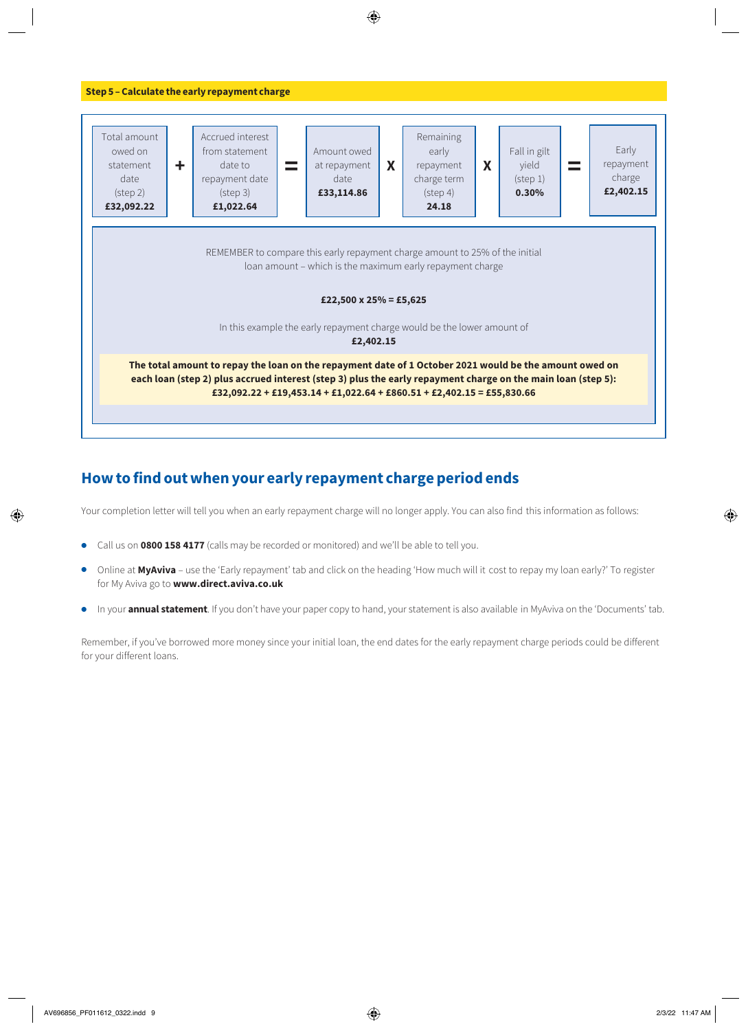**Step 5 – Calculate the early repayment charge**

| Total amount owed on statement date (step 2) | + | Accrued interest from statement date to repayment date (step 3) | = | Amount owed at repayment date | X | Remaining early repayment charge term (step 4) | X | Fall in gilt yield (step 1) | = | Early repayment charge |
|---|---|---|---|---|---|---|---|---|---|---|
| **£32,092.22** | + | **£1,022.64** | = | **£33,114.86** | X | **24.18** | X | **0.30%** | = | **£2,402.15** |

REMEMBER to compare this early repayment charge amount to 25% of the initial loan amount – which is the maximum early repayment charge

**£22,500 x 25% = £5,625**

In this example the early repayment charge would be the lower amount of **£2,402.15**

**The total amount to repay the loan on the repayment date of 1 October 2021 would be the amount owed on each loan (step 2) plus accrued interest (step 3) plus the early repayment charge on the main loan (step 5): £32,092.22 + £19,453.14 + £1,022.64 + £860.51 + £2,402.15 = £55,830.66**

## How to find out when your early repayment charge period ends

Your completion letter will tell you when an early repayment charge will no longer apply. You can also find this information as follows:

- Call us on **0800 158 4177** (calls may be recorded or monitored) and we'll be able to tell you.
- Online at **MyAviva** – use the 'Early repayment' tab and click on the heading 'How much will it cost to repay my loan early?' To register for My Aviva go to **www.direct.aviva.co.uk**
- In your **annual statement**. If you don't have your paper copy to hand, your statement is also available in MyAviva on the 'Documents' tab.

Remember, if you've borrowed more money since your initial loan, the end dates for the early repayment charge periods could be different for your different loans.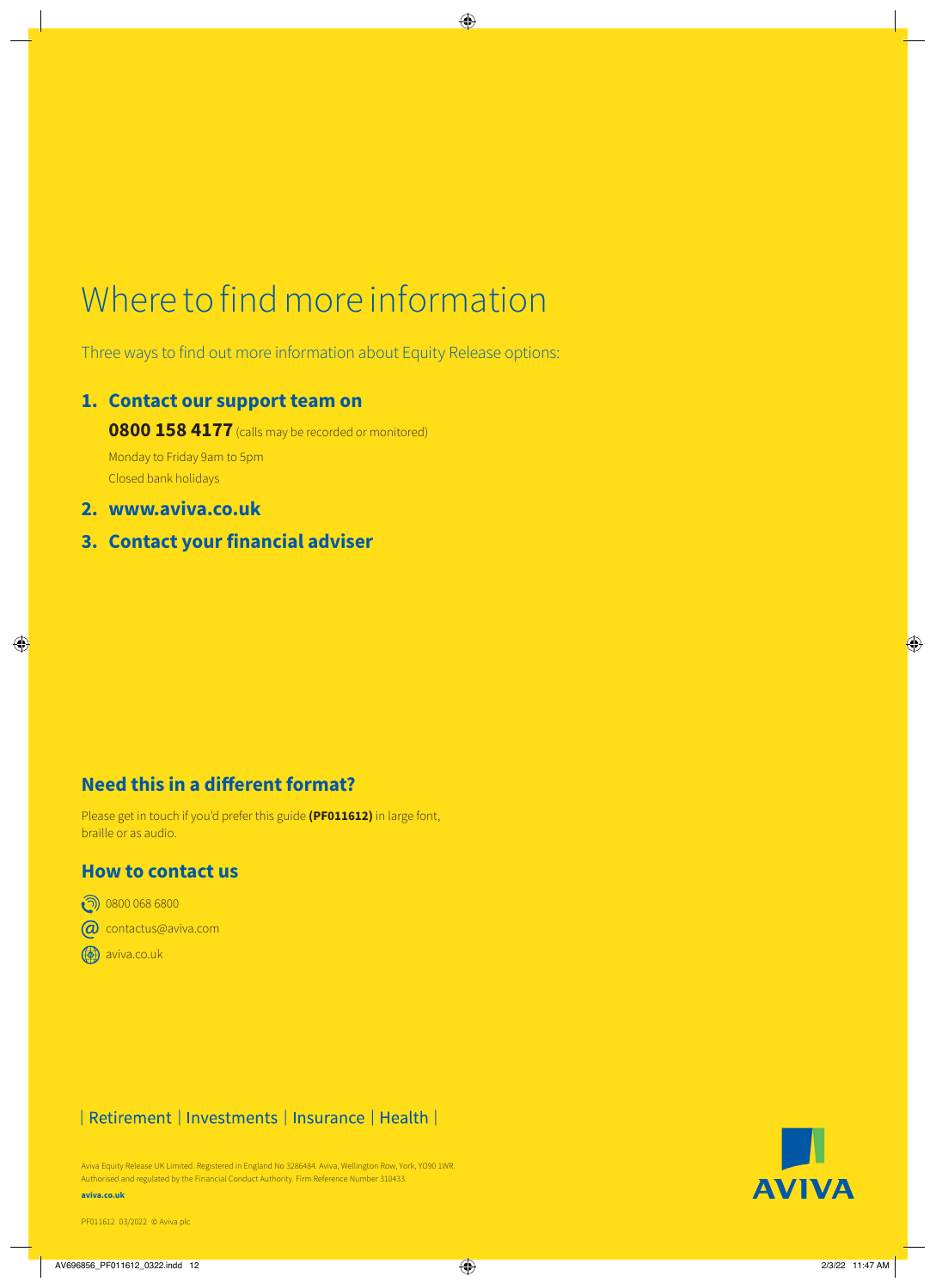# Where to find more information

Three ways to find out more information about Equity Release options:

1. **Contact our support team on**

   **0800 158 4177** (calls may be recorded or monitored)

   Monday to Friday 9am to 5pm

   Closed bank holidays

2. **www.aviva.co.uk**

3. **Contact your financial adviser**

## Need this in a different format?

Please get in touch if you'd prefer this guide **(PF011612)** in large font, braille or as audio.

## How to contact us

0800 068 6800

contactus@aviva.com

aviva.co.uk

| Retirement | Investments | Insurance | Health |

Aviva Equity Release UK Limited. Registered in England No 3286484. Aviva, Wellington Row, York, YO90 1WR. Authorised and regulated by the Financial Conduct Authority. Firm Reference Number 310433.

**aviva.co.uk**

PF011612 03/2022 © Aviva plc

AVIVA